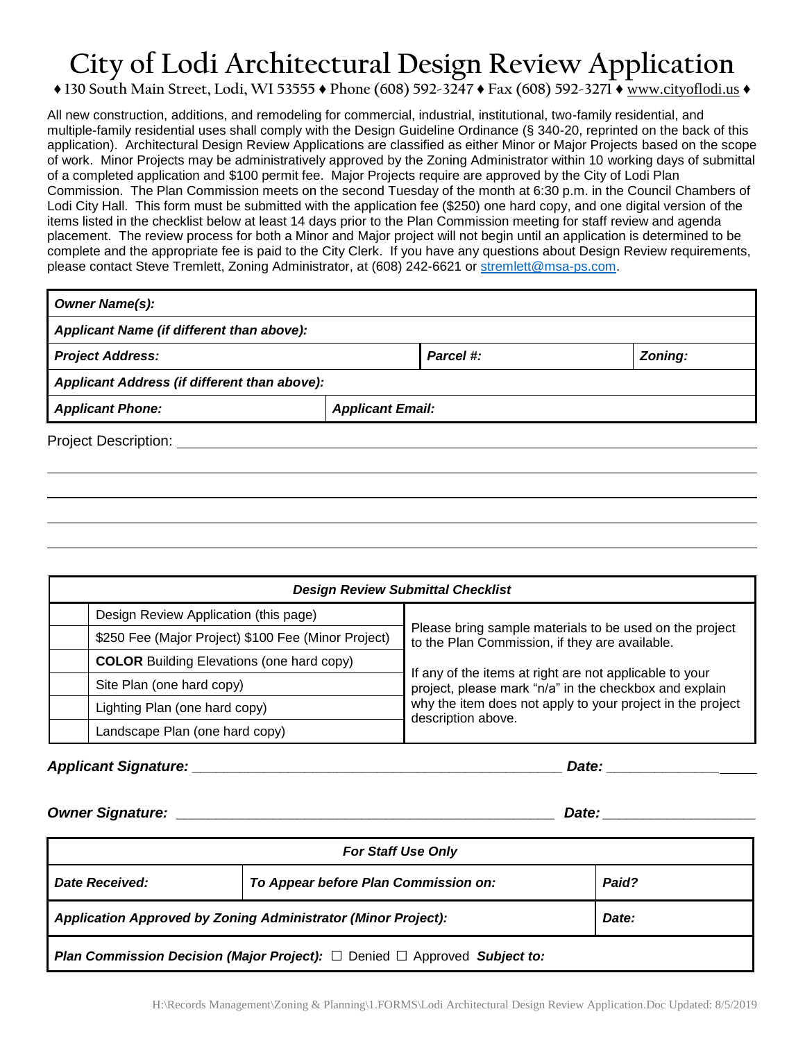# City of Lodi Architectural Design Review Application

♦ 130 South Main Street, Lodi, WI 53555 ♦ Phone (608) 592-3247 ♦ Fax (608) 592-3271 ♦ www.cityoflodi.us ♦

All new construction, additions, and remodeling for commercial, industrial, institutional, two-family residential, and multiple-family residential uses shall comply with the Design Guideline Ordinance (§ 340-20, reprinted on the back of this application). Architectural Design Review Applications are classified as either Minor or Major Projects based on the scope of work. Minor Projects may be administratively approved by the Zoning Administrator within 10 working days of submittal of a completed application and $100 permit fee. Major Projects require are approved by the City of Lodi Plan Commission. The Plan Commission meets on the second Tuesday of the month at 6:30 p.m. in the Council Chambers of Lodi City Hall. This form must be submitted with the application fee ($250) one hard copy, and one digital version of the items listed in the checklist below at least 14 days prior to the Plan Commission meeting for staff review and agenda placement. The review process for both a Minor and Major project will not begin until an application is determined to be complete and the appropriate fee is paid to the City Clerk. If you have any questions about Design Review requirements, please contact Steve Tremlett, Zoning Administrator, at (608) 242-6621 or stremlett@msa-ps.com.

| ***Owner Name(s):*** | | |
|---|---|---|
| ***Applicant Name (if different than above):*** | | |
| ***Project Address:*** | ***Parcel #:*** | ***Zoning:*** |
| ***Applicant Address (if different than above):*** | | |
| ***Applicant Phone:*** | ***Applicant Email:*** | |

Project Description: \_\_\_\_\_\_\_\_\_\_\_\_\_\_\_\_\_\_\_\_\_\_\_\_\_\_\_\_\_\_\_\_\_\_\_\_\_\_\_\_\_\_\_\_\_\_\_\_\_\_\_\_\_\_\_\_\_\_\_\_

\_\_\_\_\_\_\_\_\_\_\_\_\_\_\_\_\_\_\_\_\_\_\_\_\_\_\_\_\_\_\_\_\_\_\_\_\_\_\_\_\_\_\_\_\_\_\_\_\_\_\_\_\_\_\_\_\_\_\_\_\_\_\_\_\_\_\_\_\_\_\_\_\_\_\_\_

\_\_\_\_\_\_\_\_\_\_\_\_\_\_\_\_\_\_\_\_\_\_\_\_\_\_\_\_\_\_\_\_\_\_\_\_\_\_\_\_\_\_\_\_\_\_\_\_\_\_\_\_\_\_\_\_\_\_\_\_\_\_\_\_\_\_\_\_\_\_\_\_\_\_\_\_

\_\_\_\_\_\_\_\_\_\_\_\_\_\_\_\_\_\_\_\_\_\_\_\_\_\_\_\_\_\_\_\_\_\_\_\_\_\_\_\_\_\_\_\_\_\_\_\_\_\_\_\_\_\_\_\_\_\_\_\_\_\_\_\_\_\_\_\_\_\_\_\_\_\_\_\_

\_\_\_\_\_\_\_\_\_\_\_\_\_\_\_\_\_\_\_\_\_\_\_\_\_\_\_\_\_\_\_\_\_\_\_\_\_\_\_\_\_\_\_\_\_\_\_\_\_\_\_\_\_\_\_\_\_\_\_\_\_\_\_\_\_\_\_\_\_\_\_\_\_\_\_\_

| ***Design Review Submittal Checklist*** | | |
|---|---|---|
| | Design Review Application (this page) | Please bring sample materials to be used on the project to the Plan Commission, if they are available. |
| | $250 Fee (Major Project) $100 Fee (Minor Project) | |
| | **COLOR** Building Elevations (one hard copy) | If any of the items at right are not applicable to your project, please mark "n/a" in the checkbox and explain why the item does not apply to your project in the project description above. |
| | Site Plan (one hard copy) | |
| | Lighting Plan (one hard copy) | |
| | Landscape Plan (one hard copy) | |

***Applicant Signature:*** \_\_\_\_\_\_\_\_\_\_\_\_\_\_\_\_\_\_\_\_\_\_\_\_\_\_\_\_\_\_\_\_\_\_\_\_\_\_\_\_\_\_\_\_\_\_ ***Date:*** \_\_\_\_\_\_\_\_\_\_\_\_\_\_\_\_\_\_

***Owner Signature:*** \_\_\_\_\_\_\_\_\_\_\_\_\_\_\_\_\_\_\_\_\_\_\_\_\_\_\_\_\_\_\_\_\_\_\_\_\_\_\_\_\_\_\_\_\_\_\_\_ ***Date:*** \_\_\_\_\_\_\_\_\_\_\_\_\_\_\_\_\_\_\_

| ***For Staff Use Only*** | | |
|---|---|---|
| ***Date Received:*** | ***To Appear before Plan Commission on:*** | ***Paid?*** |
| ***Application Approved by Zoning Administrator (Minor Project):*** | | ***Date:*** |
| ***Plan Commission Decision (Major Project):*** ☐ Denied ☐ Approved ***Subject to:*** | | |

H:\Records Management\Zoning & Planning\1.FORMS\Lodi Architectural Design Review Application.Doc Updated: 8/5/2019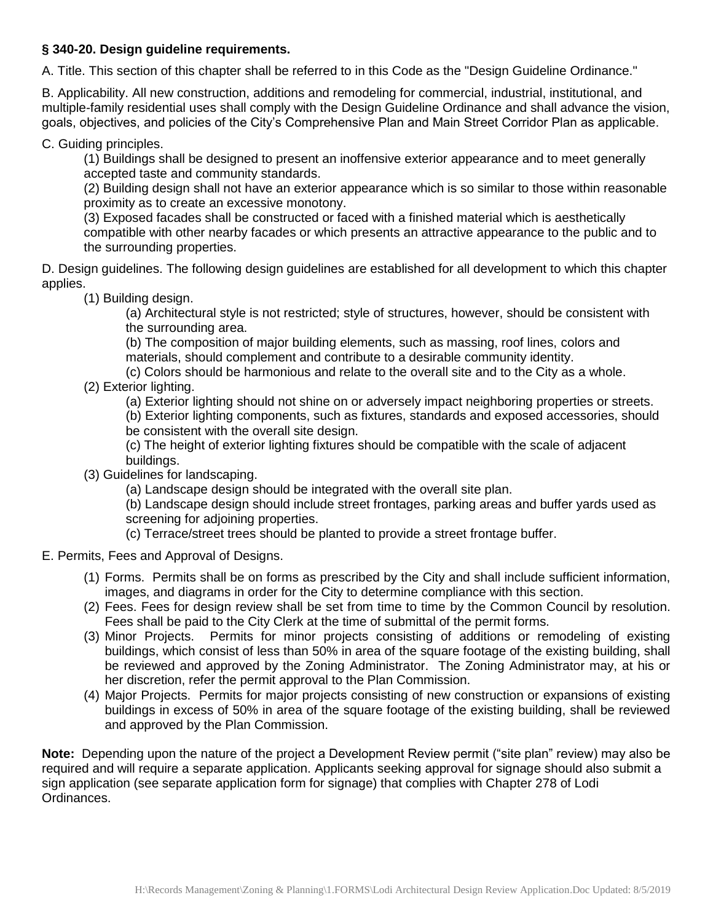**§ 340-20. Design guideline requirements.**

A. Title. This section of this chapter shall be referred to in this Code as the "Design Guideline Ordinance."

B. Applicability. All new construction, additions and remodeling for commercial, industrial, institutional, and multiple-family residential uses shall comply with the Design Guideline Ordinance and shall advance the vision, goals, objectives, and policies of the City's Comprehensive Plan and Main Street Corridor Plan as applicable.

C. Guiding principles.

(1) Buildings shall be designed to present an inoffensive exterior appearance and to meet generally accepted taste and community standards.

(2) Building design shall not have an exterior appearance which is so similar to those within reasonable proximity as to create an excessive monotony.

(3) Exposed facades shall be constructed or faced with a finished material which is aesthetically compatible with other nearby facades or which presents an attractive appearance to the public and to the surrounding properties.

D. Design guidelines. The following design guidelines are established for all development to which this chapter applies.

(1) Building design.

(a) Architectural style is not restricted; style of structures, however, should be consistent with the surrounding area.

(b) The composition of major building elements, such as massing, roof lines, colors and materials, should complement and contribute to a desirable community identity.

(c) Colors should be harmonious and relate to the overall site and to the City as a whole.

(2) Exterior lighting.

(a) Exterior lighting should not shine on or adversely impact neighboring properties or streets.

(b) Exterior lighting components, such as fixtures, standards and exposed accessories, should be consistent with the overall site design.

(c) The height of exterior lighting fixtures should be compatible with the scale of adjacent buildings.

(3) Guidelines for landscaping.

(a) Landscape design should be integrated with the overall site plan.

(b) Landscape design should include street frontages, parking areas and buffer yards used as screening for adjoining properties.

(c) Terrace/street trees should be planted to provide a street frontage buffer.

E. Permits, Fees and Approval of Designs.

(1) Forms. Permits shall be on forms as prescribed by the City and shall include sufficient information, images, and diagrams in order for the City to determine compliance with this section.

(2) Fees. Fees for design review shall be set from time to time by the Common Council by resolution. Fees shall be paid to the City Clerk at the time of submittal of the permit forms.

(3) Minor Projects. Permits for minor projects consisting of additions or remodeling of existing buildings, which consist of less than 50% in area of the square footage of the existing building, shall be reviewed and approved by the Zoning Administrator. The Zoning Administrator may, at his or her discretion, refer the permit approval to the Plan Commission.

(4) Major Projects. Permits for major projects consisting of new construction or expansions of existing buildings in excess of 50% in area of the square footage of the existing building, shall be reviewed and approved by the Plan Commission.

**Note:** Depending upon the nature of the project a Development Review permit ("site plan" review) may also be required and will require a separate application. Applicants seeking approval for signage should also submit a sign application (see separate application form for signage) that complies with Chapter 278 of Lodi Ordinances.